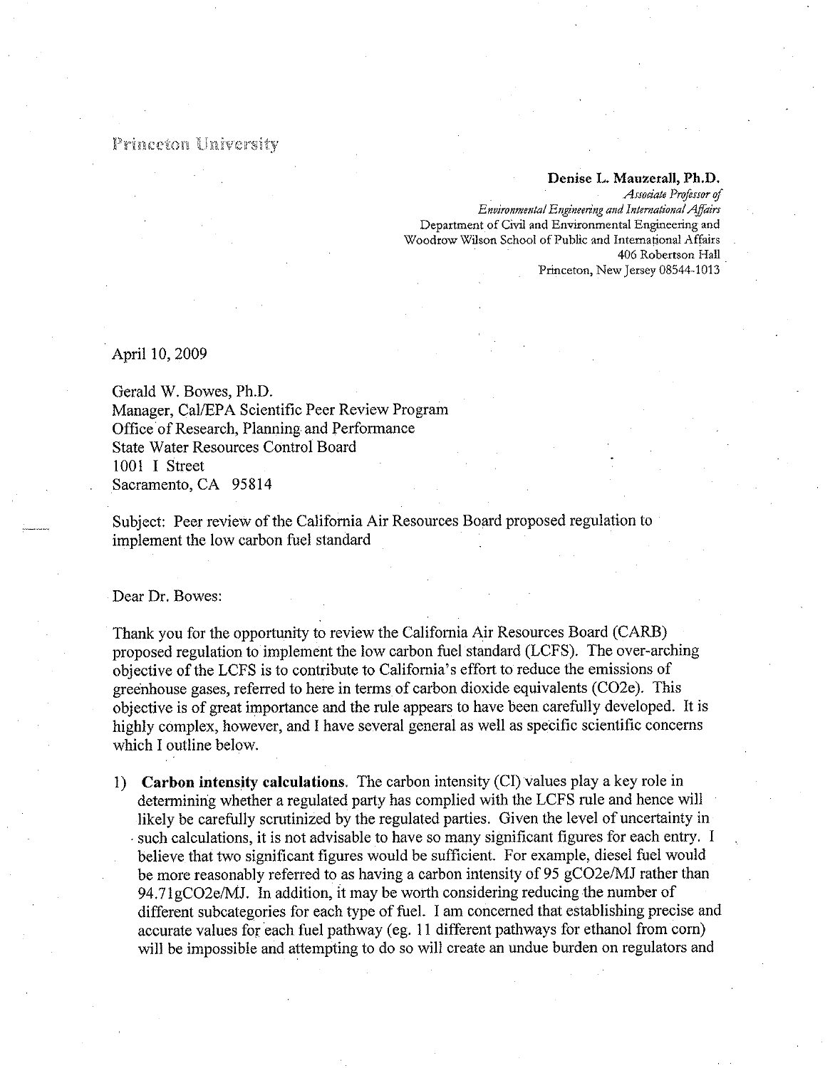Princeton University

**Denise L. Mauzerall, Ph.D.**
*Associate Professor of*
*Environmental Engineering and International Affairs*
Department of Civil and Environmental Engineering and
Woodrow Wilson School of Public and International Affairs
406 Robertson Hall
Princeton, New Jersey 08544-1013

April 10, 2009

Gerald W. Bowes, Ph.D.
Manager, Cal/EPA Scientific Peer Review Program
Office of Research, Planning and Performance
State Water Resources Control Board
1001 I Street
Sacramento, CA 95814

Subject: Peer review of the California Air Resources Board proposed regulation to implement the low carbon fuel standard

Dear Dr. Bowes:

Thank you for the opportunity to review the California Air Resources Board (CARB) proposed regulation to implement the low carbon fuel standard (LCFS). The over-arching objective of the LCFS is to contribute to California's effort to reduce the emissions of greenhouse gases, referred to here in terms of carbon dioxide equivalents ($CO_2e$). This objective is of great importance and the rule appears to have been carefully developed. It is highly complex, however, and I have several general as well as specific scientific concerns which I outline below.

1) **Carbon intensity calculations**. The carbon intensity (CI) values play a key role in determining whether a regulated party has complied with the LCFS rule and hence will likely be carefully scrutinized by the regulated parties. Given the level of uncertainty in such calculations, it is not advisable to have so many significant figures for each entry. I believe that two significant figures would be sufficient. For example, diesel fuel would be more reasonably referred to as having a carbon intensity of 95 $gCO_2e/MJ$ rather than 94.71$gCO_2e/MJ$. In addition, it may be worth considering reducing the number of different subcategories for each type of fuel. I am concerned that establishing precise and accurate values for each fuel pathway (eg. 11 different pathways for ethanol from corn) will be impossible and attempting to do so will create an undue burden on regulators and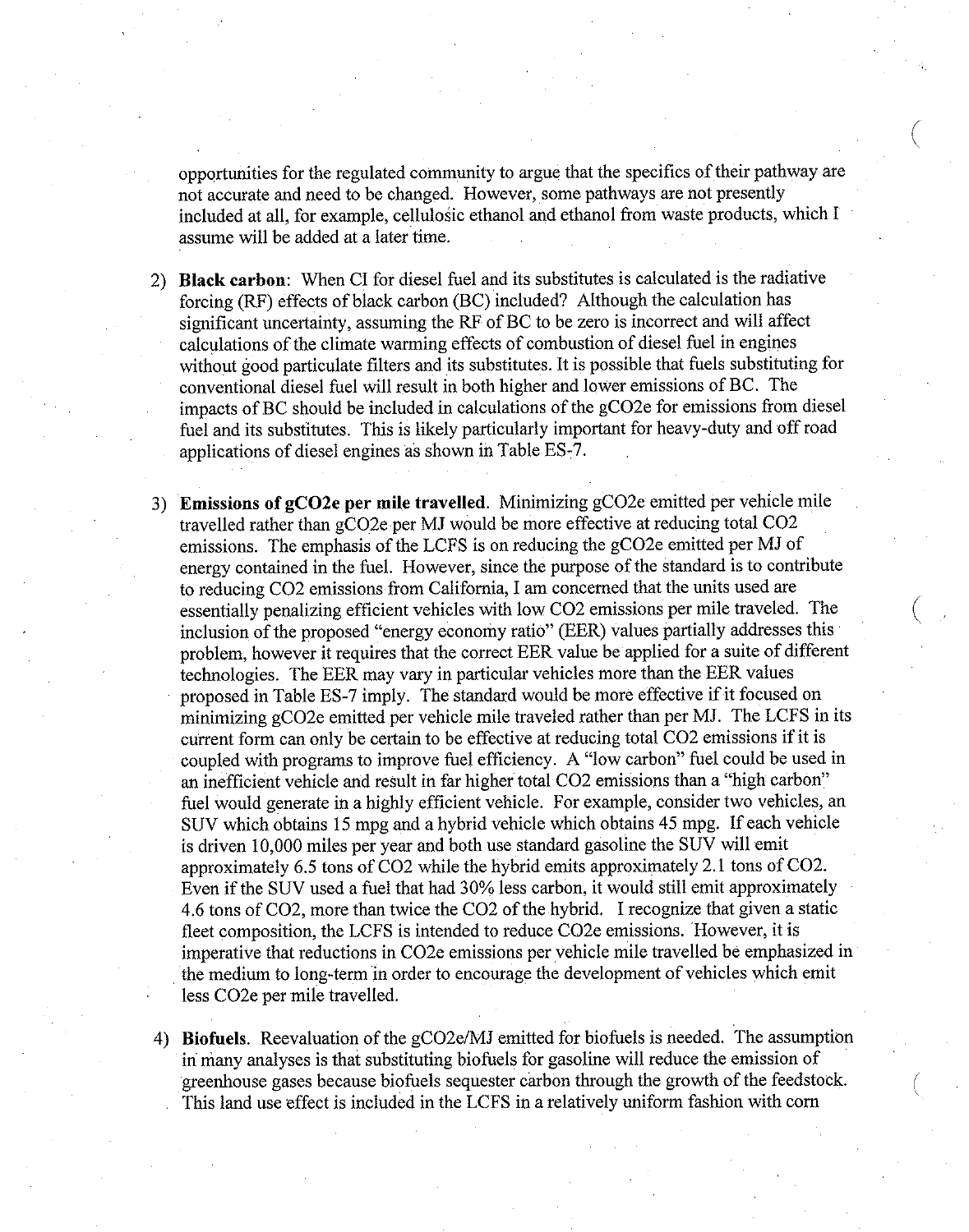opportunities for the regulated community to argue that the specifics of their pathway are not accurate and need to be changed. However, some pathways are not presently included at all, for example, cellulosic ethanol and ethanol from waste products, which I assume will be added at a later time.

2) **Black carbon**: When CI for diesel fuel and its substitutes is calculated is the radiative forcing (RF) effects of black carbon (BC) included? Although the calculation has significant uncertainty, assuming the RF of BC to be zero is incorrect and will affect calculations of the climate warming effects of combustion of diesel fuel in engines without good particulate filters and its substitutes. It is possible that fuels substituting for conventional diesel fuel will result in both higher and lower emissions of BC. The impacts of BC should be included in calculations of the gCO2e for emissions from diesel fuel and its substitutes. This is likely particularly important for heavy-duty and off road applications of diesel engines as shown in Table ES-7.

3) **Emissions of gCO2e per mile travelled**. Minimizing gCO2e emitted per vehicle mile travelled rather than gCO2e per MJ would be more effective at reducing total $CO_2$ emissions. The emphasis of the LCFS is on reducing the gCO2e emitted per MJ of energy contained in the fuel. However, since the purpose of the standard is to contribute to reducing $CO_2$ emissions from California, I am concerned that the units used are essentially penalizing efficient vehicles with low $CO_2$ emissions per mile traveled. The inclusion of the proposed "energy economy ratio" (EER) values partially addresses this problem, however it requires that the correct EER value be applied for a suite of different technologies. The EER may vary in particular vehicles more than the EER values proposed in Table ES-7 imply. The standard would be more effective if it focused on minimizing gCO2e emitted per vehicle mile traveled rather than per MJ. The LCFS in its current form can only be certain to be effective at reducing total $CO_2$ emissions if it is coupled with programs to improve fuel efficiency. A "low carbon" fuel could be used in an inefficient vehicle and result in far higher total $CO_2$ emissions than a "high carbon" fuel would generate in a highly efficient vehicle. For example, consider two vehicles, an SUV which obtains 15 mpg and a hybrid vehicle which obtains 45 mpg. If each vehicle is driven 10,000 miles per year and both use standard gasoline the SUV will emit approximately 6.5 tons of $CO_2$ while the hybrid emits approximately 2.1 tons of $CO_2$. Even if the SUV used a fuel that had 30% less carbon, it would still emit approximately 4.6 tons of $CO_2$, more than twice the $CO_2$ of the hybrid. I recognize that given a static fleet composition, the LCFS is intended to reduce CO2e emissions. However, it is imperative that reductions in CO2e emissions per vehicle mile travelled be emphasized in the medium to long-term in order to encourage the development of vehicles which emit less CO2e per mile travelled.

4) **Biofuels**. Reevaluation of the gCO2e/MJ emitted for biofuels is needed. The assumption in many analyses is that substituting biofuels for gasoline will reduce the emission of greenhouse gases because biofuels sequester carbon through the growth of the feedstock. This land use effect is included in the LCFS in a relatively uniform fashion with corn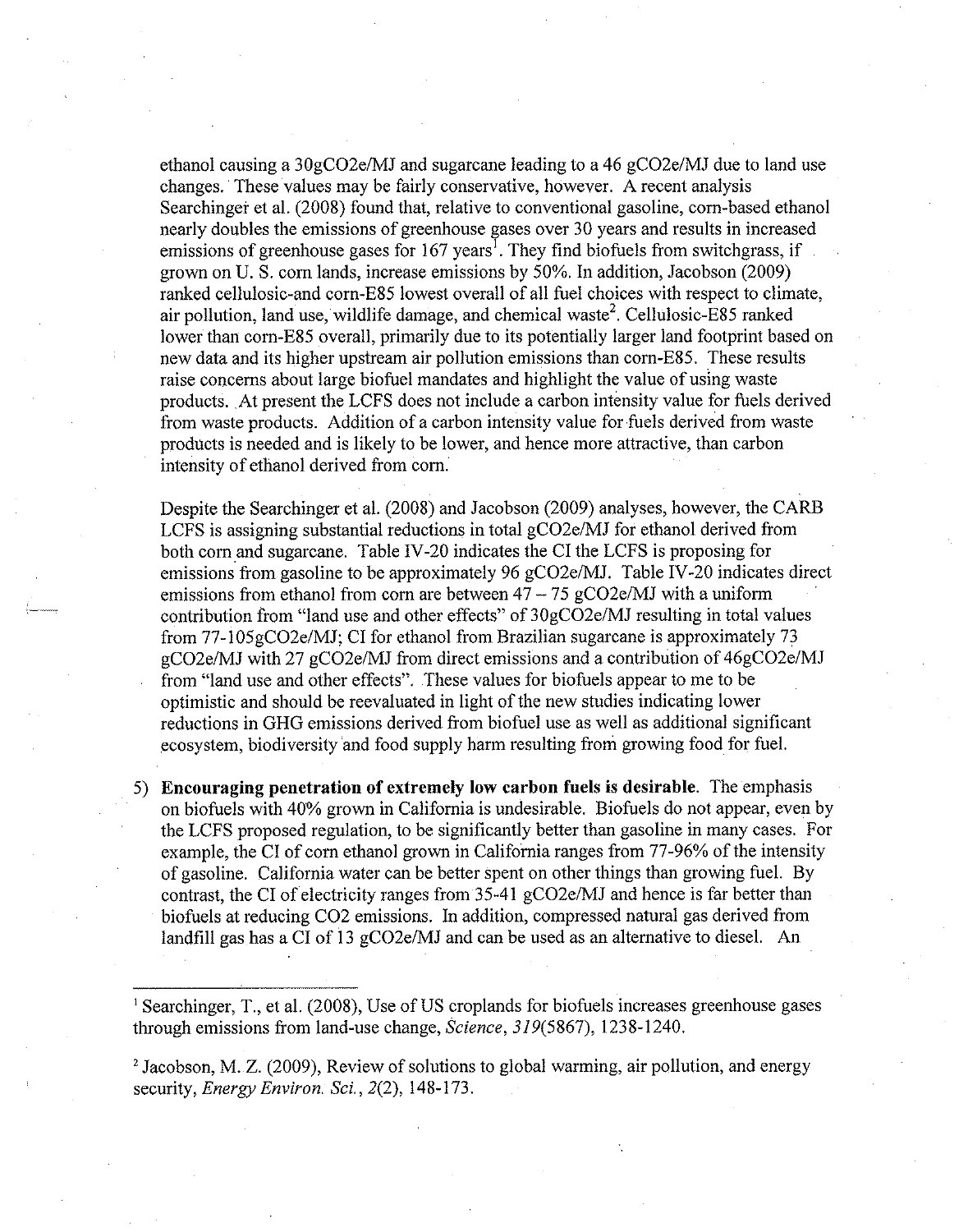ethanol causing a 30gCO2e/MJ and sugarcane leading to a 46 gCO2e/MJ due to land use changes. These values may be fairly conservative, however. A recent analysis Searchinger et al. (2008) found that, relative to conventional gasoline, corn-based ethanol nearly doubles the emissions of greenhouse gases over 30 years and results in increased emissions of greenhouse gases for 167 years[1]. They find biofuels from switchgrass, if grown on U. S. corn lands, increase emissions by 50%. In addition, Jacobson (2009) ranked cellulosic-and corn-E85 lowest overall of all fuel choices with respect to climate, air pollution, land use, wildlife damage, and chemical waste[2]. Cellulosic-E85 ranked lower than corn-E85 overall, primarily due to its potentially larger land footprint based on new data and its higher upstream air pollution emissions than corn-E85. These results raise concerns about large biofuel mandates and highlight the value of using waste products. At present the LCFS does not include a carbon intensity value for fuels derived from waste products. Addition of a carbon intensity value for fuels derived from waste products is needed and is likely to be lower, and hence more attractive, than carbon intensity of ethanol derived from corn.

Despite the Searchinger et al. (2008) and Jacobson (2009) analyses, however, the CARB LCFS is assigning substantial reductions in total gCO2e/MJ for ethanol derived from both corn and sugarcane. Table IV-20 indicates the CI the LCFS is proposing for emissions from gasoline to be approximately 96 gCO2e/MJ. Table IV-20 indicates direct emissions from ethanol from corn are between 47 – 75 gCO2e/MJ with a uniform contribution from "land use and other effects" of 30gCO2e/MJ resulting in total values from 77-105gCO2e/MJ; CI for ethanol from Brazilian sugarcane is approximately 73 gCO2e/MJ with 27 gCO2e/MJ from direct emissions and a contribution of 46gCO2e/MJ from "land use and other effects". These values for biofuels appear to me to be optimistic and should be reevaluated in light of the new studies indicating lower reductions in GHG emissions derived from biofuel use as well as additional significant ecosystem, biodiversity and food supply harm resulting from growing food for fuel.

5) **Encouraging penetration of extremely low carbon fuels is desirable**. The emphasis on biofuels with 40% grown in California is undesirable. Biofuels do not appear, even by the LCFS proposed regulation, to be significantly better than gasoline in many cases. For example, the CI of corn ethanol grown in California ranges from 77-96% of the intensity of gasoline. California water can be better spent on other things than growing fuel. By contrast, the CI of electricity ranges from 35-41 gCO2e/MJ and hence is far better than biofuels at reducing CO2 emissions. In addition, compressed natural gas derived from landfill gas has a CI of 13 gCO2e/MJ and can be used as an alternative to diesel. An

[1] Searchinger, T., et al. (2008), Use of US croplands for biofuels increases greenhouse gases through emissions from land-use change, *Science*, *319*(5867), 1238-1240.

[2] Jacobson, M. Z. (2009), Review of solutions to global warming, air pollution, and energy security, *Energy Environ. Sci.*, *2*(2), 148-173.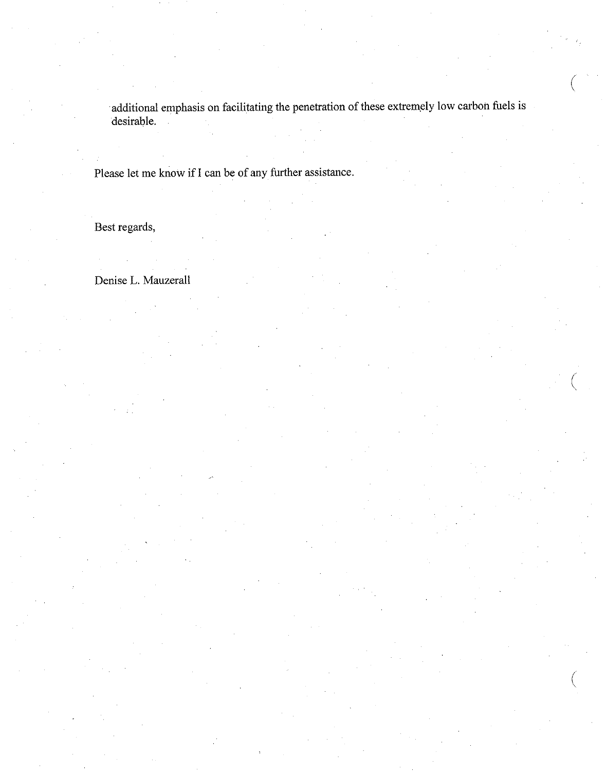additional emphasis on facilitating the penetration of these extremely low carbon fuels is desirable.

Please let me know if I can be of any further assistance.

Best regards,

Denise L. Mauzerall